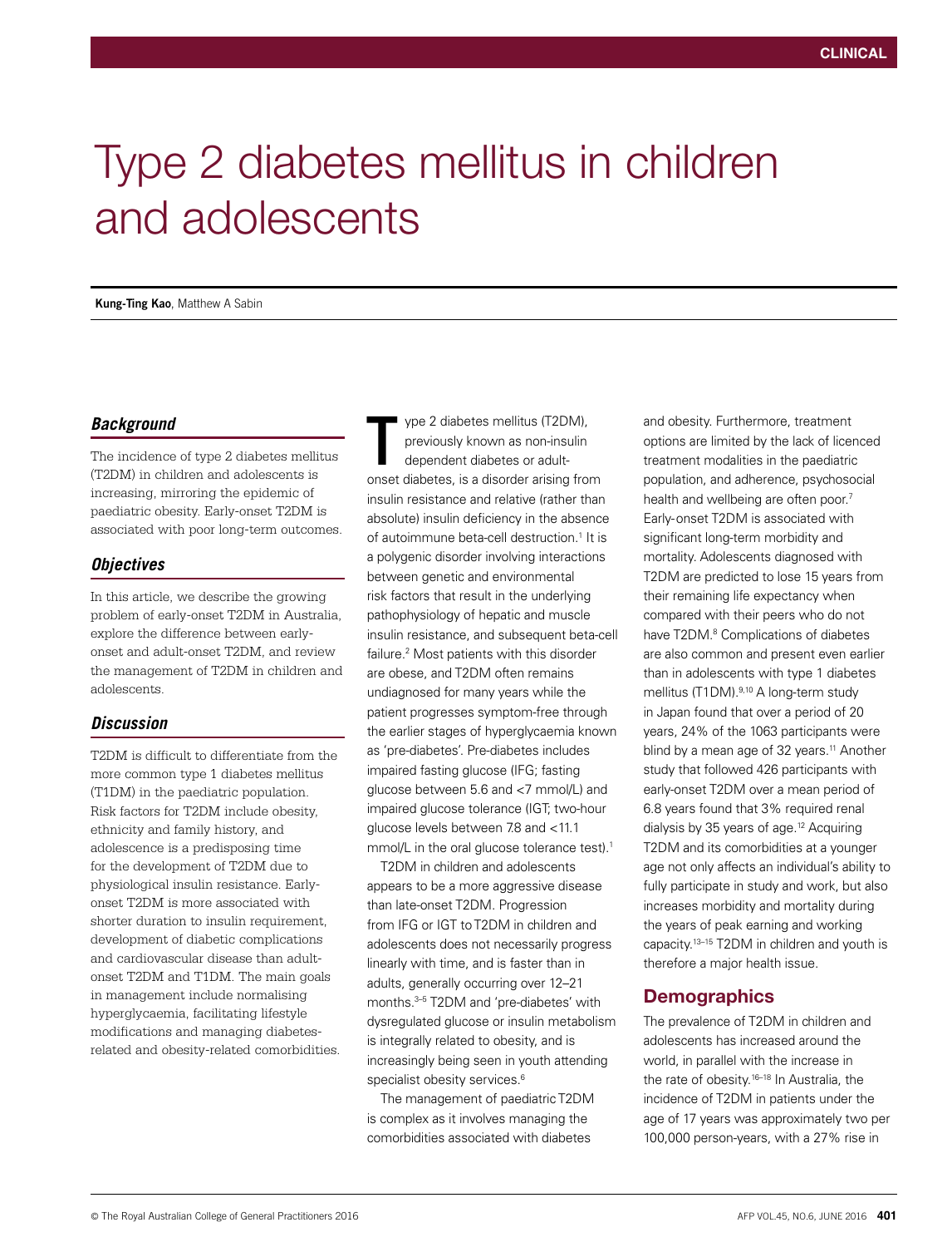# Type 2 diabetes mellitus in children and adolescents

**Kung-Ting Kao**, Matthew A Sabin

### *Background*

The incidence of type 2 diabetes mellitus (T2DM) in children and adolescents is increasing, mirroring the epidemic of paediatric obesity. Early-onset T2DM is associated with poor long-term outcomes.

### *Objectives*

In this article, we describe the growing problem of early-onset T2DM in Australia, explore the difference between early-onset and adult-onset T2DM, and review the management of T2DM in children and adolescents.

### *Discussion*

T2DM is difficult to differentiate from the more common type 1 diabetes mellitus (T1DM) in the paediatric population. Risk factors for T2DM include obesity, ethnicity and family history, and adolescence is a predisposing time for the development of T2DM due to physiological insulin resistance. Early-onset T2DM is more associated with shorter duration to insulin requirement, development of diabetic complications and cardiovascular disease than adult-onset T2DM and T1DM. The main goals in management include normalising hyperglycaemia, facilitating lifestyle modifications and managing diabetes-related and obesity-related comorbidities.

Type 2 diabetes mellitus (T2DM), previously known as non-insulin dependent diabetes or adult-onset diabetes, is a disorder arising from insulin resistance and relative (rather than absolute) insulin deficiency in the absence of autoimmune beta-cell destruction.[1] It is a polygenic disorder involving interactions between genetic and environmental risk factors that result in the underlying pathophysiology of hepatic and muscle insulin resistance, and subsequent beta-cell failure.[2] Most patients with this disorder are obese, and T2DM often remains undiagnosed for many years while the patient progresses symptom-free through the earlier stages of hyperglycaemia known as 'pre-diabetes'. Pre-diabetes includes impaired fasting glucose (IFG; fasting glucose between 5.6 and <7 mmol/L) and impaired glucose tolerance (IGT; two-hour glucose levels between 7.8 and <11.1 mmol/L in the oral glucose tolerance test).[1]

T2DM in children and adolescents appears to be a more aggressive disease than late-onset T2DM. Progression from IFG or IGT to T2DM in children and adolescents does not necessarily progress linearly with time, and is faster than in adults, generally occurring over 12–21 months.[3–5] T2DM and 'pre-diabetes' with dysregulated glucose or insulin metabolism is integrally related to obesity, and is increasingly being seen in youth attending specialist obesity services.[6]

The management of paediatric T2DM is complex as it involves managing the comorbidities associated with diabetes and obesity. Furthermore, treatment options are limited by the lack of licenced treatment modalities in the paediatric population, and adherence, psychosocial health and wellbeing are often poor.[7] Early-onset T2DM is associated with significant long-term morbidity and mortality. Adolescents diagnosed with T2DM are predicted to lose 15 years from their remaining life expectancy when compared with their peers who do not have T2DM.[8] Complications of diabetes are also common and present even earlier than in adolescents with type 1 diabetes mellitus (T1DM).[9,10] A long-term study in Japan found that over a period of 20 years, 24% of the 1063 participants were blind by a mean age of 32 years.[11] Another study that followed 426 participants with early-onset T2DM over a mean period of 6.8 years found that 3% required renal dialysis by 35 years of age.[12] Acquiring T2DM and its comorbidities at a younger age not only affects an individual's ability to fully participate in study and work, but also increases morbidity and mortality during the years of peak earning and working capacity.[13–15] T2DM in children and youth is therefore a major health issue.

## Demographics

The prevalence of T2DM in children and adolescents has increased around the world, in parallel with the increase in the rate of obesity.[16–18] In Australia, the incidence of T2DM in patients under the age of 17 years was approximately two per 100,000 person-years, with a 27% rise in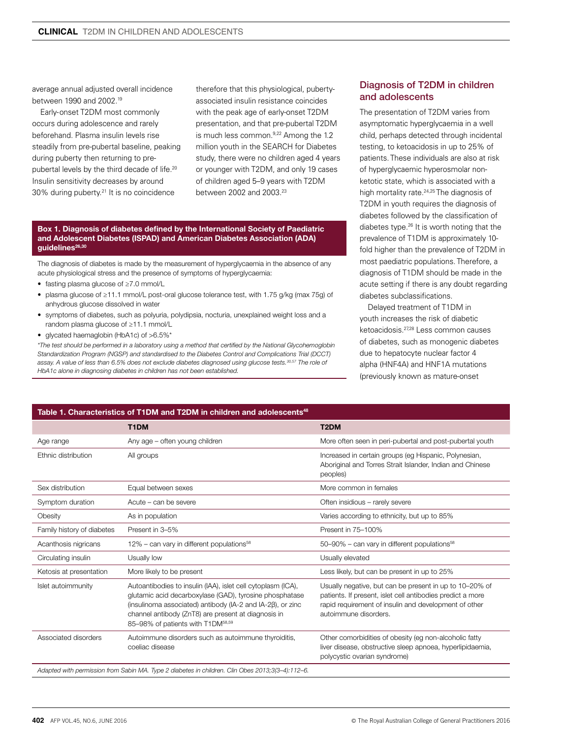average annual adjusted overall incidence between 1990 and 2002.[19]

Early-onset T2DM most commonly occurs during adolescence and rarely beforehand. Plasma insulin levels rise steadily from pre-pubertal baseline, peaking during puberty then returning to pre-pubertal levels by the third decade of life.[20] Insulin sensitivity decreases by around 30% during puberty.[21] It is no coincidence therefore that this physiological, puberty-associated insulin resistance coincides with the peak age of early-onset T2DM presentation, and that pre-pubertal T2DM is much less common.[9,22] Among the 1.2 million youth in the SEARCH for Diabetes study, there were no children aged 4 years or younger with T2DM, and only 19 cases of children aged 5–9 years with T2DM between 2002 and 2003.[23]

**Box 1. Diagnosis of diabetes defined by the International Society of Paediatric and Adolescent Diabetes (ISPAD) and American Diabetes Association (ADA) guidelines[26,30]**

The diagnosis of diabetes is made by the measurement of hyperglycaemia in the absence of any acute physiological stress and the presence of symptoms of hyperglycaemia:

- fasting plasma glucose of ≥7.0 mmol/L
- plasma glucose of ≥11.1 mmol/L post-oral glucose tolerance test, with 1.75 g/kg (max 75g) of anhydrous glucose dissolved in water
- symptoms of diabetes, such as polyuria, polydipsia, nocturia, unexplained weight loss and a random plasma glucose of ≥11.1 mmol/L
- glycated haemaglobin (HbA1c) of >6.5%*

*\*The test should be performed in a laboratory using a method that certified by the National Glycohemoglobin Standardization Program (NGSP) and standardised to the Diabetes Control and Complications Trial (DCCT) assay. A value of less than 6.5% does not exclude diabetes diagnosed using glucose tests.[30,57] The role of HbA1c alone in diagnosing diabetes in children has not been established.*

## Diagnosis of T2DM in children and adolescents

The presentation of T2DM varies from asymptomatic hyperglycaemia in a well child, perhaps detected through incidental testing, to ketoacidosis in up to 25% of patients. These individuals are also at risk of hyperglycaemic hyperosmolar non-ketotic state, which is associated with a high mortality rate.[24,25] The diagnosis of T2DM in youth requires the diagnosis of diabetes followed by the classification of diabetes type.[26] It is worth noting that the prevalence of T1DM is approximately 10-fold higher than the prevalence of T2DM in most paediatric populations. Therefore, a diagnosis of T1DM should be made in the acute setting if there is any doubt regarding diabetes subclassifications.

Delayed treatment of T1DM in youth increases the risk of diabetic ketoacidosis.[27,28] Less common causes of diabetes, such as monogenic diabetes due to hepatocyte nuclear factor 4 alpha (HNF4A) and HNF1A mutations (previously known as mature-onset

**Table 1. Characteristics of T1DM and T2DM in children and adolescents[48]**

| | T1DM | T2DM |
|---|---|---|
| Age range | Any age – often young children | More often seen in peri-pubertal and post-pubertal youth |
| Ethnic distribution | All groups | Increased in certain groups (eg Hispanic, Polynesian, Aboriginal and Torres Strait Islander, Indian and Chinese peoples) |
| Sex distribution | Equal between sexes | More common in females |
| Symptom duration | Acute – can be severe | Often insidious – rarely severe |
| Obesity | As in population | Varies according to ethnicity, but up to 85% |
| Family history of diabetes | Present in 3–5% | Present in 75–100% |
| Acanthosis nigricans | 12% – can vary in different populations[58] | 50–90% – can vary in different populations[58] |
| Circulating insulin | Usually low | Usually elevated |
| Ketosis at presentation | More likely to be present | Less likely, but can be present in up to 25% |
| Islet autoimmunity | Autoantibodies to insulin (IAA), islet cell cytoplasm (ICA), glutamic acid decarboxylase (GAD), tyrosine phosphatase (insulinoma associated) antibody (IA-2 and IA-2β), or zinc channel antibody (ZnT8) are present at diagnosis in 85–98% of patients with T1DM[58,59] | Usually negative, but can be present in up to 10–20% of patients. If present, islet cell antibodies predict a more rapid requirement of insulin and development of other autoimmune disorders. |
| Associated disorders | Autoimmune disorders such as autoimmune thyroiditis, coeliac disease | Other comorbidities of obesity (eg non-alcoholic fatty liver disease, obstructive sleep apnoea, hyperlipidaemia, polycystic ovarian syndrome) |

*Adapted with permission from Sabin MA. Type 2 diabetes in children. Clin Obes 2013;3(3–4):112–6.*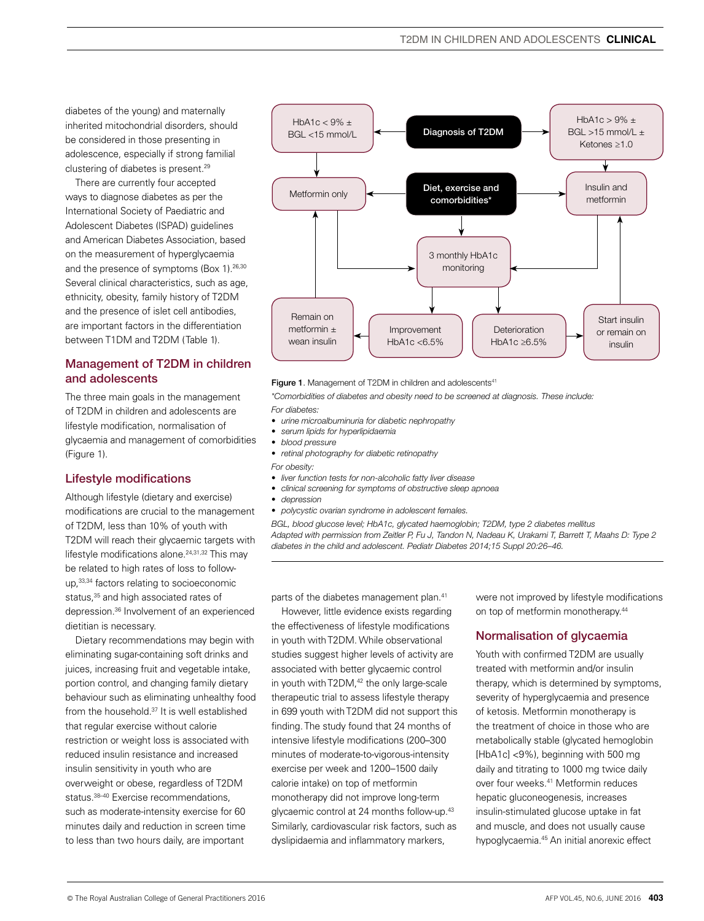diabetes of the young) and maternally inherited mitochondrial disorders, should be considered in those presenting in adolescence, especially if strong familial clustering of diabetes is present.[29]

There are currently four accepted ways to diagnose diabetes as per the International Society of Paediatric and Adolescent Diabetes (ISPAD) guidelines and American Diabetes Association, based on the measurement of hyperglycaemia and the presence of symptoms (Box 1).[26,30] Several clinical characteristics, such as age, ethnicity, obesity, family history of T2DM and the presence of islet cell antibodies, are important factors in the differentiation between T1DM and T2DM (Table 1).

## Management of T2DM in children and adolescents

The three main goals in the management of T2DM in children and adolescents are lifestyle modification, normalisation of glycaemia and management of comorbidities (Figure 1).

Diagnosis of T2DM → HbA1c < 9% ± BGL <15 mmol/L → Metformin only

Diagnosis of T2DM → HbA1c > 9% ± BGL >15 mmol/L ± Ketones ≥1.0 → Insulin and metformin

Diet, exercise and comorbidities* → Metformin only; Insulin and metformin; 3 monthly HbA1c monitoring

Metformin only → 3 monthly HbA1c monitoring

Insulin and metformin → 3 monthly HbA1c monitoring

3 monthly HbA1c monitoring → Improvement HbA1c <6.5% → Remain on metformin ± wean insulin → Metformin only

3 monthly HbA1c monitoring → Deterioration HbA1c ≥6.5% → Start insulin or remain on insulin → Insulin and metformin

**Figure 1**. Management of T2DM in children and adolescents[41]

*\*Comorbidities of diabetes and obesity need to be screened at diagnosis. These include:*

*For diabetes:*

- *urine microalbuminuria for diabetic nephropathy*
- *serum lipids for hyperlipidaemia*
- *blood pressure*
- *retinal photography for diabetic retinopathy*

*For obesity:*

- *liver function tests for non-alcoholic fatty liver disease*
- *clinical screening for symptoms of obstructive sleep apnoea*
- *depression*
- *polycystic ovarian syndrome in adolescent females.*

*BGL, blood glucose level; HbA1c, glycated haemoglobin; T2DM, type 2 diabetes mellitus*

*Adapted with permission from Zeitler P, Fu J, Tandon N, Nadeau K, Urakami T, Barrett T, Maahs D: Type 2 diabetes in the child and adolescent. Pediatr Diabetes 2014;15 Suppl 20:26–46.*

### Lifestyle modifications

Although lifestyle (dietary and exercise) modifications are crucial to the management of T2DM, less than 10% of youth with T2DM will reach their glycaemic targets with lifestyle modifications alone.[24,31,32] This may be related to high rates of loss to follow-up,[33,34] factors relating to socioeconomic status,[35] and high associated rates of depression.[36] Involvement of an experienced dietitian is necessary.

Dietary recommendations may begin with eliminating sugar-containing soft drinks and juices, increasing fruit and vegetable intake, portion control, and changing family dietary behaviour such as eliminating unhealthy food from the household.[37] It is well established that regular exercise without calorie restriction or weight loss is associated with reduced insulin resistance and increased insulin sensitivity in youth who are overweight or obese, regardless of T2DM status.[38–40] Exercise recommendations, such as moderate-intensity exercise for 60 minutes daily and reduction in screen time to less than two hours daily, are important parts of the diabetes management plan.[41]

However, little evidence exists regarding the effectiveness of lifestyle modifications in youth with T2DM. While observational studies suggest higher levels of activity are associated with better glycaemic control in youth with T2DM,[42] the only large-scale therapeutic trial to assess lifestyle therapy in 699 youth with T2DM did not support this finding. The study found that 24 months of intensive lifestyle modifications (200–300 minutes of moderate-to-vigorous-intensity exercise per week and 1200–1500 daily calorie intake) on top of metformin monotherapy did not improve long-term glycaemic control at 24 months follow-up.[43] Similarly, cardiovascular risk factors, such as dyslipidaemia and inflammatory markers, were not improved by lifestyle modifications on top of metformin monotherapy.[44]

### Normalisation of glycaemia

Youth with confirmed T2DM are usually treated with metformin and/or insulin therapy, which is determined by symptoms, severity of hyperglycaemia and presence of ketosis. Metformin monotherapy is the treatment of choice in those who are metabolically stable (glycated hemoglobin [HbA1c] <9%), beginning with 500 mg daily and titrating to 1000 mg twice daily over four weeks.[41] Metformin reduces hepatic gluconeogenesis, increases insulin-stimulated glucose uptake in fat and muscle, and does not usually cause hypoglycaemia.[45] An initial anorexic effect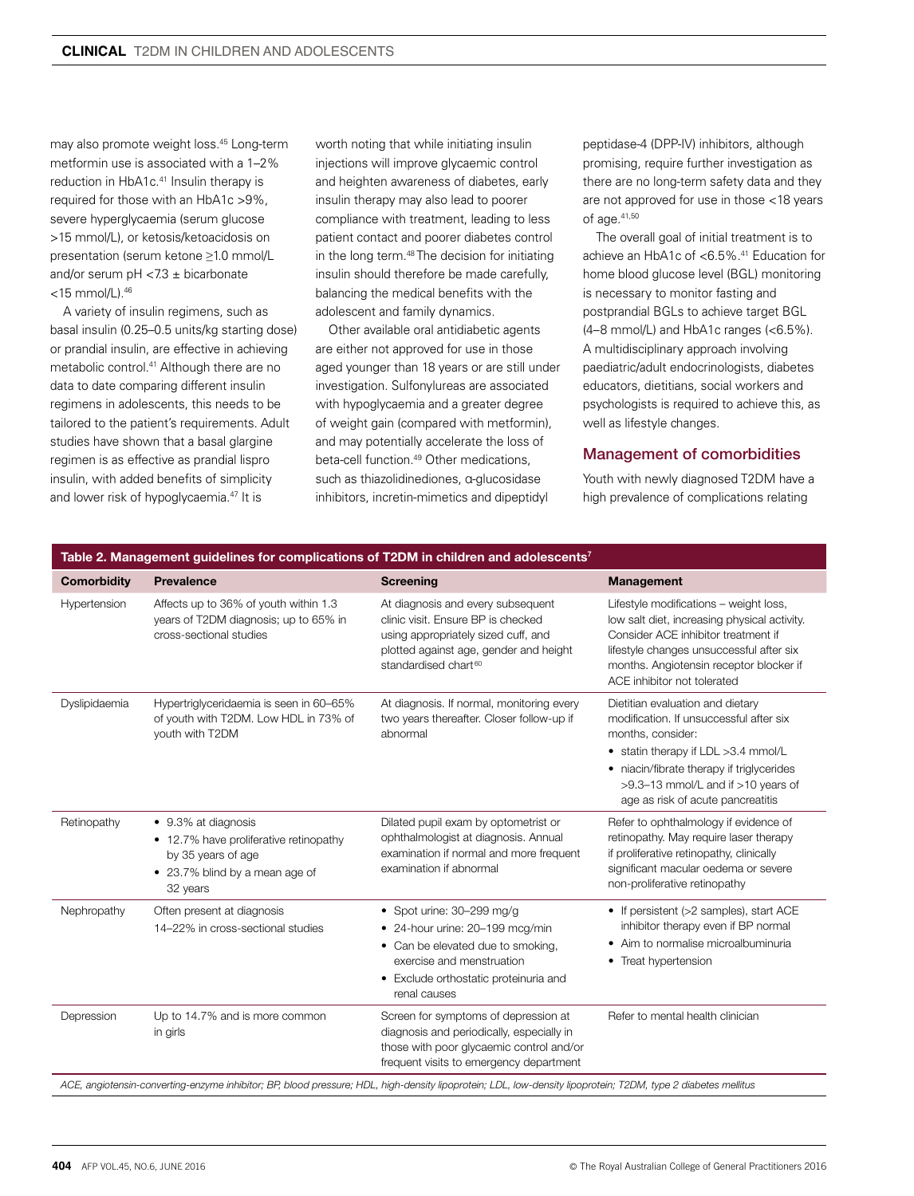may also promote weight loss.[45] Long-term metformin use is associated with a 1–2% reduction in HbA1c.[41] Insulin therapy is required for those with an HbA1c >9%, severe hyperglycaemia (serum glucose >15 mmol/L), or ketosis/ketoacidosis on presentation (serum ketone ≥1.0 mmol/L and/or serum pH <7.3 ± bicarbonate <15 mmol/L).[46]

A variety of insulin regimens, such as basal insulin (0.25–0.5 units/kg starting dose) or prandial insulin, are effective in achieving metabolic control.[41] Although there are no data to date comparing different insulin regimens in adolescents, this needs to be tailored to the patient's requirements. Adult studies have shown that a basal glargine regimen is as effective as prandial lispro insulin, with added benefits of simplicity and lower risk of hypoglycaemia.[47] It is worth noting that while initiating insulin injections will improve glycaemic control and heighten awareness of diabetes, early insulin therapy may also lead to poorer compliance with treatment, leading to less patient contact and poorer diabetes control in the long term.[48] The decision for initiating insulin should therefore be made carefully, balancing the medical benefits with the adolescent and family dynamics.

Other available oral antidiabetic agents are either not approved for use in those aged younger than 18 years or are still under investigation. Sulfonylureas are associated with hypoglycaemia and a greater degree of weight gain (compared with metformin), and may potentially accelerate the loss of beta-cell function.[49] Other medications, such as thiazolidinediones, α-glucosidase inhibitors, incretin-mimetics and dipeptidyl peptidase-4 (DPP-IV) inhibitors, although promising, require further investigation as there are no long-term safety data and they are not approved for use in those <18 years of age.[41,50]

The overall goal of initial treatment is to achieve an HbA1c of <6.5%.[41] Education for home blood glucose level (BGL) monitoring is necessary to monitor fasting and postprandial BGLs to achieve target BGL (4–8 mmol/L) and HbA1c ranges (<6.5%). A multidisciplinary approach involving paediatric/adult endocrinologists, diabetes educators, dietitians, social workers and psychologists is required to achieve this, as well as lifestyle changes.

## Management of comorbidities

Youth with newly diagnosed T2DM have a high prevalence of complications relating

**Table 2. Management guidelines for complications of T2DM in children and adolescents[7]**

| Comorbidity | Prevalence | Screening | Management |
|---|---|---|---|
| Hypertension | Affects up to 36% of youth within 1.3 years of T2DM diagnosis; up to 65% in cross-sectional studies | At diagnosis and every subsequent clinic visit. Ensure BP is checked using appropriately sized cuff, and plotted against age, gender and height standardised chart[60] | Lifestyle modifications – weight loss, low salt diet, increasing physical activity. Consider ACE inhibitor treatment if lifestyle changes unsuccessful after six months. Angiotensin receptor blocker if ACE inhibitor not tolerated |
| Dyslipidaemia | Hypertriglyceridaemia is seen in 60–65% of youth with T2DM. Low HDL in 73% of youth with T2DM | At diagnosis. If normal, monitoring every two years thereafter. Closer follow-up if abnormal | Dietitian evaluation and dietary modification. If unsuccessful after six months, consider:<br>• statin therapy if LDL >3.4 mmol/L<br>• niacin/fibrate therapy if triglycerides >9.3–13 mmol/L and if >10 years of age as risk of acute pancreatitis |
| Retinopathy | • 9.3% at diagnosis<br>• 12.7% have proliferative retinopathy by 35 years of age<br>• 23.7% blind by a mean age of 32 years | Dilated pupil exam by optometrist or ophthalmologist at diagnosis. Annual examination if normal and more frequent examination if abnormal | Refer to ophthalmology if evidence of retinopathy. May require laser therapy if proliferative retinopathy, clinically significant macular oedema or severe non-proliferative retinopathy |
| Nephropathy | Often present at diagnosis<br>14–22% in cross-sectional studies | • Spot urine: 30–299 mg/g<br>• 24-hour urine: 20–199 mcg/min<br>• Can be elevated due to smoking, exercise and menstruation<br>• Exclude orthostatic proteinuria and renal causes | • If persistent (>2 samples), start ACE inhibitor therapy even if BP normal<br>• Aim to normalise microalbuminuria<br>• Treat hypertension |
| Depression | Up to 14.7% and is more common in girls | Screen for symptoms of depression at diagnosis and periodically, especially in those with poor glycaemic control and/or frequent visits to emergency department | Refer to mental health clinician |

*ACE, angiotensin-converting-enzyme inhibitor; BP, blood pressure; HDL, high-density lipoprotein; LDL, low-density lipoprotein; T2DM, type 2 diabetes mellitus*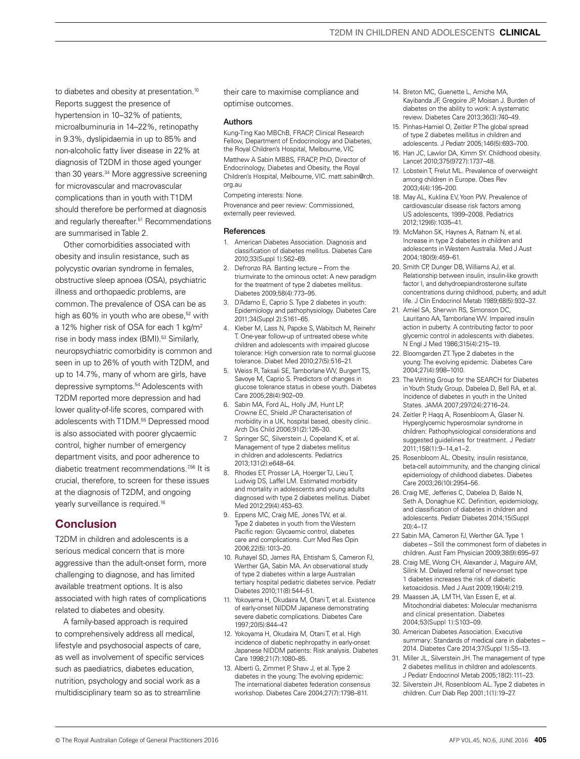to diabetes and obesity at presentation.[10] Reports suggest the presence of hypertension in 10–32% of patients, microalbuminuria in 14–22%, retinopathy in 9.3%, dyslipidaemia in up to 85% and non-alcoholic fatty liver disease in 22% at diagnosis of T2DM in those aged younger than 30 years.[34] More aggressive screening for microvascular and macrovascular complications than in youth with T1DM should therefore be performed at diagnosis and regularly thereafter.[51] Recommendations are summarised in Table 2.

Other comorbidities associated with obesity and insulin resistance, such as polycystic ovarian syndrome in females, obstructive sleep apnoea (OSA), psychiatric illness and orthopaedic problems, are common. The prevalence of OSA can be as high as 60% in youth who are obese,[52] with a 12% higher risk of OSA for each 1 kg/m$^2$ rise in body mass index (BMI).[53] Similarly, neuropsychiatric comorbidity is common and seen in up to 26% of youth with T2DM, and up to 14.7%, many of whom are girls, have depressive symptoms.[54] Adolescents with T2DM reported more depression and had lower quality-of-life scores, compared with adolescents with T1DM.[55] Depressed mood is also associated with poorer glycaemic control, higher number of emergency department visits, and poor adherence to diabetic treatment recommendations.[7,56] It is crucial, therefore, to screen for these issues at the diagnosis of T2DM, and ongoing yearly surveillance is required.[16]

## Conclusion

T2DM in children and adolescents is a serious medical concern that is more aggressive than the adult-onset form, more challenging to diagnose, and has limited available treatment options. It is also associated with high rates of complications related to diabetes and obesity.

A family-based approach is required to comprehensively address all medical, lifestyle and psychosocial aspects of care, as well as involvement of specific services such as paediatrics, diabetes education, nutrition, psychology and social work as a multidisciplinary team so as to streamline their care to maximise compliance and optimise outcomes.

### Authors

Kung-Ting Kao MBChB, FRACP, Clinical Research Fellow, Department of Endocrinology and Diabetes, the Royal Children's Hospital, Melbourne, VIC

Matthew A Sabin MBBS, FRACP, PhD, Director of Endocrinology, Diabetes and Obesity, the Royal Children's Hospital, Melbourne, VIC. matt.sabin@rch.org.au

Competing interests: None.

Provenance and peer review: Commissioned, externally peer reviewed.

### References

1. American Diabetes Association. Diagnosis and classification of diabetes mellitus. Diabetes Care 2010;33(Suppl 1):S62–69.
2. Defronzo RA. Banting lecture – From the triumvirate to the ominous octet: A new paradigm for the treatment of type 2 diabetes mellitus. Diabetes 2009;58(4):773–95.
3. D'Adamo E, Caprio S. Type 2 diabetes in youth: Epidemiology and pathophysiology. Diabetes Care 2011;34(Suppl 2):S161–65.
4. Kleber M, Lass N, Papcke S, Wabitsch M, Reinehr T. One-year follow-up of untreated obese white children and adolescents with impaired glucose tolerance: High conversion rate to normal glucose tolerance. Diabet Med 2010;27(5):516–21.
5. Weiss R, Taksali SE, Tamborlane WV, Burgert TS, Savoye M, Caprio S. Predictors of changes in glucose tolerance status in obese youth. Diabetes Care 2005;28(4):902–09.
6. Sabin MA, Ford AL, Holly JM, Hunt LP, Crowne EC, Shield JP. Characterisation of morbidity in a UK, hospital based, obesity clinic. Arch Dis Child 2006;91(2):126–30.
7. Springer SC, Silverstein J, Copeland K, et al. Management of type 2 diabetes mellitus in children and adolescents. Pediatrics 2013;131(2):e648–64.
8. Rhodes ET, Prosser LA, Hoerger TJ, Lieu T, Ludwig DS, Laffel LM. Estimated morbidity and mortality in adolescents and young adults diagnosed with type 2 diabetes mellitus. Diabet Med 2012;29(4):453–63.
9. Eppens MC, Craig ME, Jones TW, et al. Type 2 diabetes in youth from the Western Pacific region: Glycaemic control, diabetes care and complications. Curr Med Res Opin 2006;22(5):1013–20.
10. Ruhayel SD, James RA, Ehtisham S, Cameron FJ, Werther GA, Sabin MA. An observational study of type 2 diabetes within a large Australian tertiary hospital pediatric diabetes service. Pediatr Diabetes 2010;11(8):544–51.
11. Yokoyama H, Okudaira M, Otani T, et al. Existence of early-onset NIDDM Japanese demonstrating severe diabetic complications. Diabetes Care 1997;20(5):844–47.
12. Yokoyama H, Okudaira M, Otani T, et al. High incidence of diabetic nephropathy in early-onset Japanese NIDDM patients: Risk analysis. Diabetes Care 1998;21(7):1080–85.
13. Alberti G, Zimmet P, Shaw J, et al. Type 2 diabetes in the young: The evolving epidemic: The international diabetes federation consensus workshop. Diabetes Care 2004;27(7):1798–811.
14. Breton MC, Guenette L, Amiche MA, Kayibanda JF, Gregoire JP, Moisan J. Burden of diabetes on the ability to work: A systematic review. Diabetes Care 2013;36(3):740–49.
15. Pinhas-Hamiel O, Zeitler P. The global spread of type 2 diabetes mellitus in children and adolescents. J Pediatr 2005;146(5):693–700.
16. Han JC, Lawlor DA, Kimm SY. Childhood obesity. Lancet 2010;375(9727):1737–48.
17. Lobstein T, Frelut ML. Prevalence of overweight among children in Europe. Obes Rev 2003;4(4):195–200.
18. May AL, Kuklina EV, Yoon PW. Prevalence of cardiovascular disease risk factors among US adolescents, 1999–2008. Pediatrics 2012;129(6):1035–41.
19. McMahon SK, Haynes A, Ratnam N, et al. Increase in type 2 diabetes in children and adolescents in Western Australia. Med J Aust 2004;180(9):459–61.
20. Smith CP, Dunger DB, Williams AJ, et al. Relationship between insulin, insulin-like growth factor I, and dehydroepiandrosterone sulfate concentrations during childhood, puberty, and adult life. J Clin Endocrinol Metab 1989;68(5):932–37.
21. Amiel SA, Sherwin RS, Simonson DC, Lauritano AA, Tamborlane WV. Impaired insulin action in puberty. A contributing factor to poor glycemic control in adolescents with diabetes. N Engl J Med 1986;315(4):215–19.
22. Bloomgarden ZT. Type 2 diabetes in the young: The evolving epidemic. Diabetes Care 2004;27(4):998–1010.
23. The Writing Group for the SEARCH for Diabetes in Youth Study Group, Dabelea D, Bell RA, et al. Incidence of diabetes in youth in the United States. JAMA 2007;297(24):2716–24.
24. Zeitler P, Haqq A, Rosenbloom A, Glaser N. Hyperglycemic hyperosmolar syndrome in children: Pathophysiological considerations and suggested guidelines for treatment. J Pediatr 2011;158(1):9–14,e1–2.
25. Rosenbloom AL. Obesity, insulin resistance, beta-cell autoimmunity, and the changing clinical epidemiology of childhood diabetes. Diabetes Care 2003;26(10):2954–56.
26. Craig ME, Jefferies C, Dabelea D, Balde N, Seth A, Donaghue KC. Definition, epidemiology, and classification of diabetes in children and adolescents. Pediatr Diabetes 2014;15(Suppl 20):4–17.
27. Sabin MA, Cameron FJ, Werther GA. Type 1 diabetes – Still the commonest form of diabetes in children. Aust Fam Physician 2009;38(9):695–97.
28. Craig ME, Wong CH, Alexander J, Maguire AM, Silink M. Delayed referral of new-onset type 1 diabetes increases the risk of diabetic ketoacidosis. Med J Aust 2009;190(4):219.
29. Maassen JA, LM TH, Van Essen E, et al. Mitochondrial diabetes: Molecular mechanisms and clinical presentation. Diabetes 2004;53(Suppl 1):S103–09.
30. American Diabetes Association. Executive summary: Standards of medical care in diabetes – 2014. Diabetes Care 2014;37(Suppl 1):S5–13.
31. Miller JL, Silverstein JH. The management of type 2 diabetes mellitus in children and adolescents. J Pediatr Endocrinol Metab 2005;18(2):111–23.
32. Silverstein JH, Rosenbloom AL. Type 2 diabetes in children. Curr Diab Rep 2001;1(1):19–27.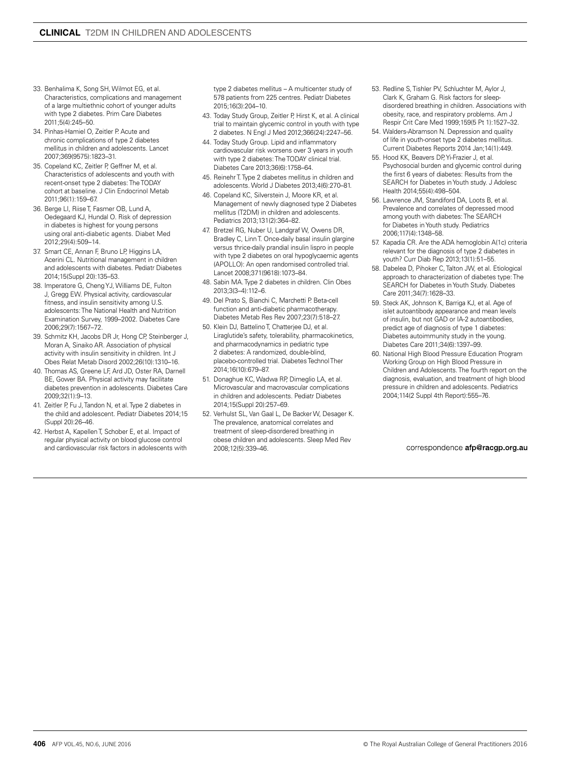33. Benhalima K, Song SH, Wilmot EG, et al. Characteristics, complications and management of a large multiethnic cohort of younger adults with type 2 diabetes. Prim Care Diabetes 2011;5(4):245–50.
34. Pinhas-Hamiel O, Zeitler P. Acute and chronic complications of type 2 diabetes mellitus in children and adolescents. Lancet 2007;369(9575):1823–31.
35. Copeland KC, Zeitler P, Geffner M, et al. Characteristics of adolescents and youth with recent-onset type 2 diabetes: The TODAY cohort at baseline. J Clin Endocrinol Metab 2011;96(1):159–67.
36. Berge LI, Riise T, Fasmer OB, Lund A, Oedegaard KJ, Hundal O. Risk of depression in diabetes is highest for young persons using oral anti-diabetic agents. Diabet Med 2012;29(4):509–14.
37. Smart CE, Annan F, Bruno LP, Higgins LA, Acerini CL. Nutritional management in children and adolescents with diabetes. Pediatr Diabetes 2014;15(Suppl 20):135–53.
38. Imperatore G, Cheng YJ, Williams DE, Fulton J, Gregg EW. Physical activity, cardiovascular fitness, and insulin sensitivity among U.S. adolescents: The National Health and Nutrition Examination Survey, 1999–2002. Diabetes Care 2006;29(7):1567–72.
39. Schmitz KH, Jacobs DR Jr, Hong CP, Steinberger J, Moran A, Sinaiko AR. Association of physical activity with insulin sensitivity in children. Int J Obes Relat Metab Disord 2002;26(10):1310–16.
40. Thomas AS, Greene LF, Ard JD, Oster RA, Darnell BE, Gower BA. Physical activity may facilitate diabetes prevention in adolescents. Diabetes Care 2009;32(1):9–13.
41. Zeitler P, Fu J, Tandon N, et al. Type 2 diabetes in the child and adolescent. Pediatr Diabetes 2014;15 (Suppl 20):26–46.
42. Herbst A, Kapellen T, Schober E, et al. Impact of regular physical activity on blood glucose control and cardiovascular risk factors in adolescents with type 2 diabetes mellitus – A multicenter study of 578 patients from 225 centres. Pediatr Diabetes 2015;16(3):204–10.
43. Today Study Group, Zeitler P, Hirst K, et al. A clinical trial to maintain glycemic control in youth with type 2 diabetes. N Engl J Med 2012;366(24):2247–56.
44. Today Study Group. Lipid and inflammatory cardiovascular risk worsens over 3 years in youth with type 2 diabetes: The TODAY clinical trial. Diabetes Care 2013;36(6):1758–64.
45. Reinehr T. Type 2 diabetes mellitus in children and adolescents. World J Diabetes 2013;4(6):270–81.
46. Copeland KC, Silverstein J, Moore KR, et al. Management of newly diagnosed type 2 Diabetes mellitus (T2DM) in children and adolescents. Pediatrics 2013;131(2):364–82.
47. Bretzel RG, Nuber U, Landgraf W, Owens DR, Bradley C, Linn T. Once-daily basal insulin glargine versus thrice-daily prandial insulin lispro in people with type 2 diabetes on oral hypoglycaemic agents (APOLLO): An open randomised controlled trial. Lancet 2008;371(9618):1073–84.
48. Sabin MA. Type 2 diabetes in children. Clin Obes 2013;3(3–4):112–6.
49. Del Prato S, Bianchi C, Marchetti P. Beta-cell function and anti-diabetic pharmacotherapy. Diabetes Metab Res Rev 2007;23(7):518–27.
50. Klein DJ, Battelino T, Chatterjee DJ, et al. Liraglutide's safety, tolerability, pharmacokinetics, and pharmacodynamics in pediatric type 2 diabetes: A randomized, double-blind, placebo-controlled trial. Diabetes Technol Ther 2014;16(10):679–87.
51. Donaghue KC, Wadwa RP, Dimeglio LA, et al. Microvascular and macrovascular complications in children and adolescents. Pediatr Diabetes 2014;15(Suppl 20):257–69.
52. Verhulst SL, Van Gaal L, De Backer W, Desager K. The prevalence, anatomical correlates and treatment of sleep-disordered breathing in obese children and adolescents. Sleep Med Rev 2008;12(5):339–46.
53. Redline S, Tishler PV, Schluchter M, Aylor J, Clark K, Graham G. Risk factors for sleep-disordered breathing in children. Associations with obesity, race, and respiratory problems. Am J Respir Crit Care Med 1999;159(5 Pt 1):1527–32.
54. Walders-Abramson N. Depression and quality of life in youth-onset type 2 diabetes mellitus. Current Diabetes Reports 2014 Jan;14(1):449.
55. Hood KK, Beavers DP, Yi-Frazier J, et al. Psychosocial burden and glycemic control during the first 6 years of diabetes: Results from the SEARCH for Diabetes in Youth study. J Adolesc Health 2014;55(4):498–504.
56. Lawrence JM, Standiford DA, Loots B, et al. Prevalence and correlates of depressed mood among youth with diabetes: The SEARCH for Diabetes in Youth study. Pediatrics 2006;117(4):1348–58.
57. Kapadia CR. Are the ADA hemoglobin A(1c) criteria relevant for the diagnosis of type 2 diabetes in youth? Curr Diab Rep 2013;13(1):51–55.
58. Dabelea D, Pihoker C, Talton JW, et al. Etiological approach to characterization of diabetes type: The SEARCH for Diabetes in Youth Study. Diabetes Care 2011;34(7):1628–33.
59. Steck AK, Johnson K, Barriga KJ, et al. Age of islet autoantibody appearance and mean levels of insulin, but not GAD or IA-2 autoantibodies, predict age of diagnosis of type 1 diabetes: Diabetes autoimmunity study in the young. Diabetes Care 2011;34(6):1397–99.
60. National High Blood Pressure Education Program Working Group on High Blood Pressure in Children and Adolescents. The fourth report on the diagnosis, evaluation, and treatment of high blood pressure in children and adolescents. Pediatrics 2004;114(2 Suppl 4th Report):555–76.

correspondence **afp@racgp.org.au**